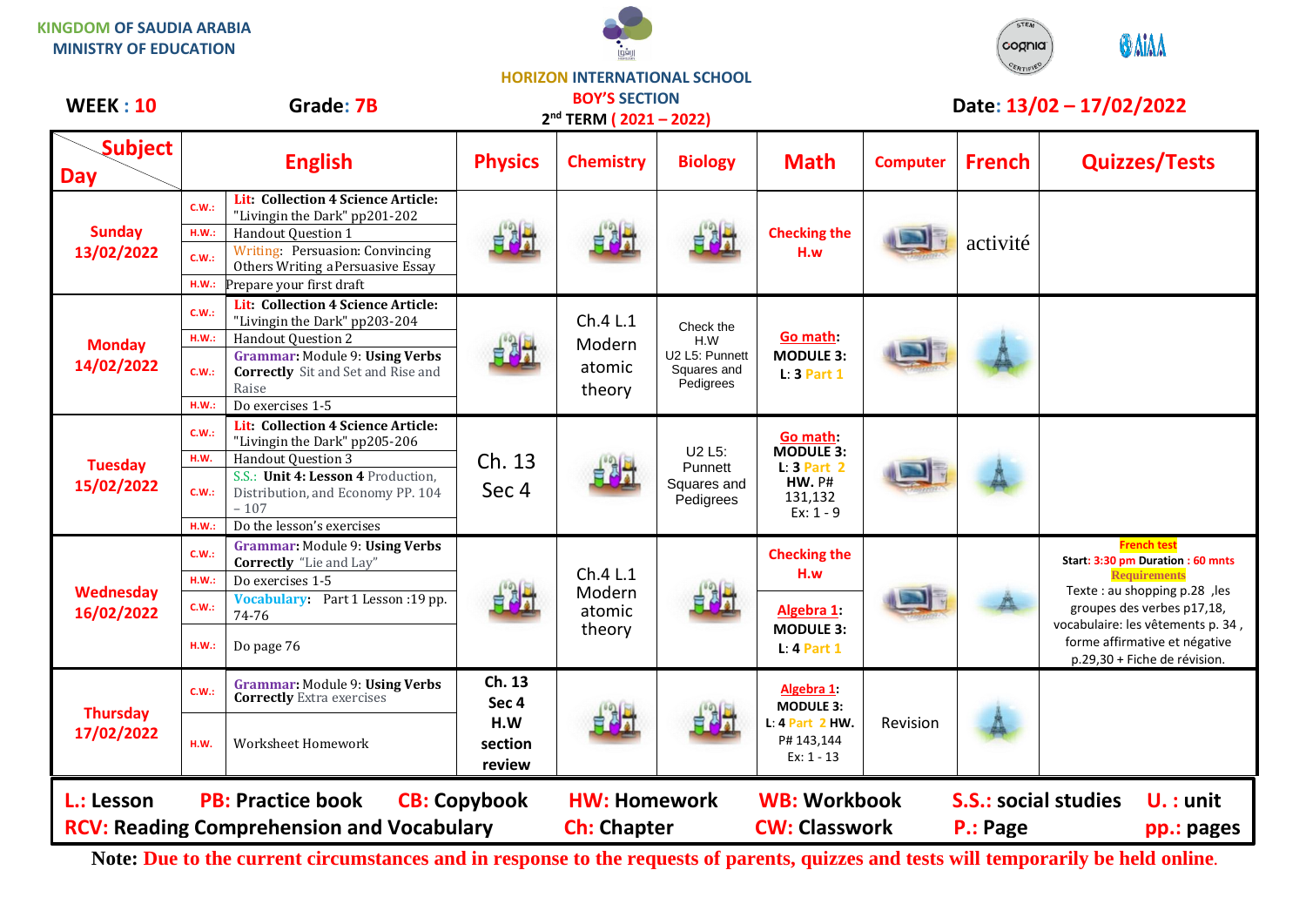KINGDOM OF SAUDIA ARABIA
MINISTRY OF EDUCATION

HORIZON INTERNATIONAL SCHOOL
BOY'S SECTION
2nd TERM ( 2021 – 2022)

**WEEK : 10** **Grade: 7B** **Date: 13/02 – 17/02/2022**

| Day \ Subject | English | | Physics | Chemistry | Biology | Math | Computer | French | Quizzes/Tests |
|---|---|---|---|---|---|---|---|---|---|
| Sunday 13/02/2022 | C.W.: | Lit: Collection 4 Science Article: "Livingin the Dark" pp201-202 | | | | Checking the H.w | | activité | |
| | H.W.: | Handout Question 1 | | | | | | | |
| | C.W.: | Writing: Persuasion: Convincing Others Writing a Persuasive Essay | | | | | | | |
| | H.W.: | Prepare your first draft | | | | | | | |
| Monday 14/02/2022 | C.W.: | Lit: Collection 4 Science Article: "Livingin the Dark" pp203-204 | | Ch.4 L.1 Modern atomic theory | Check the H.W U2 L5: Punnett Squares and Pedigrees | Go math: MODULE 3: L: 3 Part 1 | | | |
| | H.W.: | Handout Question 2 | | | | | | | |
| | C.W.: | Grammar: Module 9: Using Verbs Correctly Sit and Set and Rise and Raise | | | | | | | |
| | H.W.: | Do exercises 1-5 | | | | | | | |
| Tuesday 15/02/2022 | C.W.: | Lit: Collection 4 Science Article: "Livingin the Dark" pp205-206 | Ch. 13 Sec 4 | | U2 L5: Punnett Squares and Pedigrees | Go math: MODULE 3: L: 3 Part 2 HW. P# 131,132 Ex: 1 - 9 | | | |
| | H.W. | Handout Question 3 | | | | | | | |
| | C.W.: | S.S.: Unit 4: Lesson 4 Production, Distribution, and Economy PP. 104 – 107 | | | | | | | |
| | H.W.: | Do the lesson's exercises | | | | | | | |
| Wednesday 16/02/2022 | C.W.: | Grammar: Module 9: Using Verbs Correctly "Lie and Lay" | | Ch.4 L.1 Modern atomic theory | | Checking the H.w | | | **French test** Start: 3:30 pm Duration : 60 mnts **Requirements** Texte : au shopping p.28 ,les groupes des verbes p17,18, vocabulaire: les vêtements p. 34 , forme affirmative et négative p.29,30 + Fiche de révision. |
| | H.W.: | Do exercises 1-5 | | | | | | | |
| | C.W.: | Vocabulary: Part 1 Lesson :19 pp. 74-76 | | | | Algebra 1: MODULE 3: L: 4 Part 1 | | | |
| | H.W.: | Do page 76 | | | | | | | |
| Thursday 17/02/2022 | C.W.: | Grammar: Module 9: Using Verbs Correctly Extra exercises | Ch. 13 Sec 4 H.W section review | | | Algebra 1: MODULE 3: L: 4 Part 2 HW. P# 143,144 Ex: 1 - 13 | Revision | | |
| | H.W. | Worksheet Homework | | | | | | | |

**L.: Lesson** **PB: Practice book** **CB: Copybook** **HW: Homework** **WB: Workbook** **S.S.: social studies** **U. : unit**
**RCV: Reading Comprehension and Vocabulary** **Ch: Chapter** **CW: Classwork** **P.: Page** **pp.: pages**

**Note: Due to the current circumstances and in response to the requests of parents, quizzes and tests will temporarily be held online.**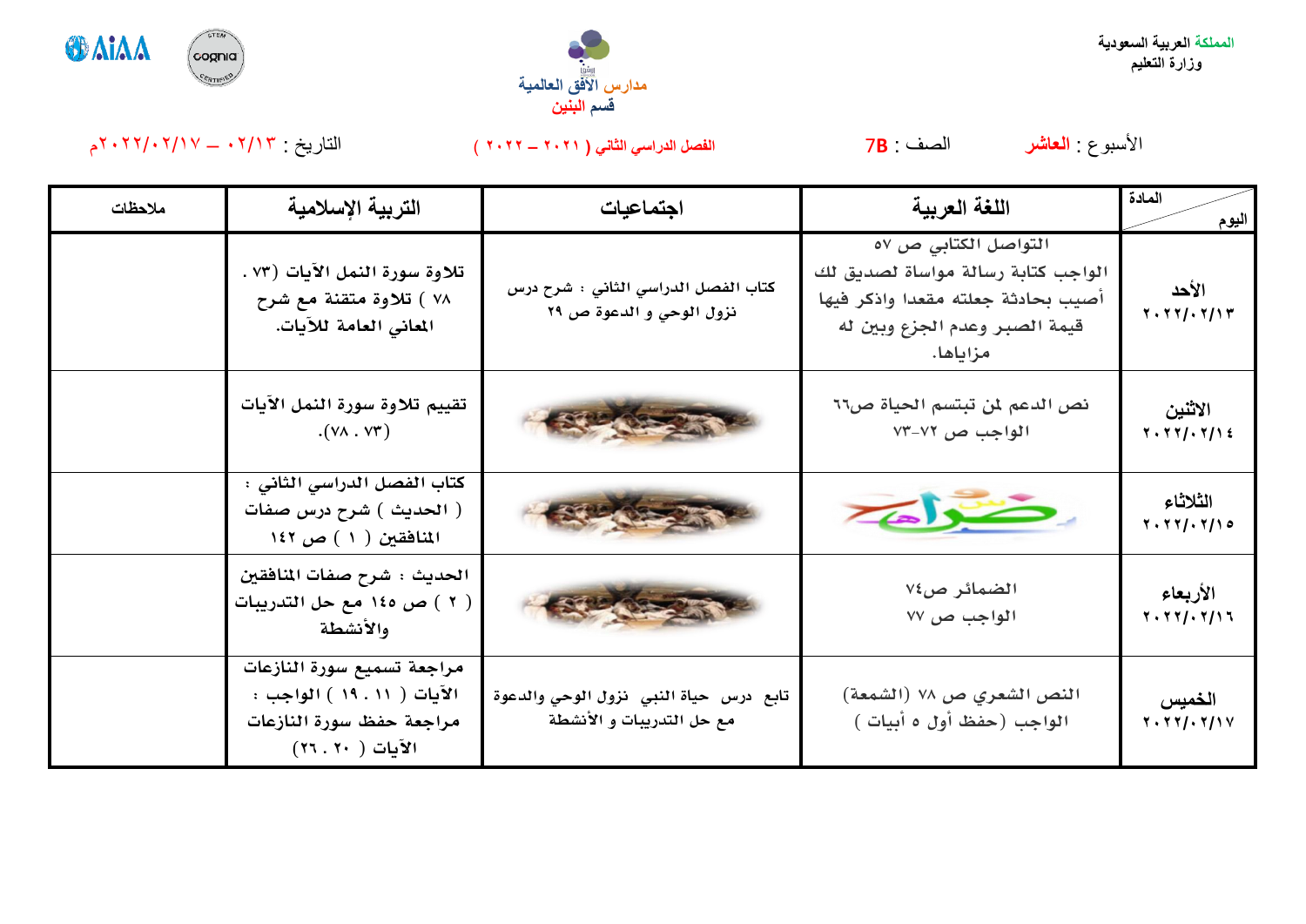المملكة العربية السعودية
وزارة التعليم

مدارس الأفق العالمية
قسم البنين

الأسبوع : العاشر　　الصف : 7B　　الفصل الدراسي الثاني ( ٢٠٢١ – ٢٠٢٢ )　　التاريخ : ٠٢/١٣ – ٢٠٢٢/٠٢/١٧م

| المادة / اليوم | اللغة العربية | اجتماعيات | التربية الإسلامية | ملاحظات |
|---|---|---|---|---|
| الأحد ٢٠٢٢/٠٢/١٣ | التواصل الكتابي ص ٥٧ الواجب كتابة رسالة مواساة لصديق لك أصيب بحادثة جعلته مقعدا واذكر فيها قيمة الصبر وعدم الجزع وبين له مزاياها. | كتاب الفصل الدراسي الثاني : شرح درس نزول الوحي و الدعوة ص ٢٩ | تلاوة سورة النمل الآيات (٧٣ . ٧٨ ) تلاوة متقنة مع شرح المعاني العامة للآيات. | |
| الاثنين ٢٠٢٢/٠٢/١٤ | نص الدعم لمن تبتسم الحياة ص٦٦ الواجب ص ٧٢-٧٣ | | تقييم تلاوة سورة النمل الآيات (٧٣ . ٧٨). | |
| الثلاثاء ٢٠٢٢/٠٢/١٥ | | | كتاب الفصل الدراسي الثاني : ( الحديث ) شرح درس صفات المنافقين ( ١ ) ص ١٤٢ | |
| الأربعاء ٢٠٢٢/٠٢/١٦ | الضمائر ص٧٤ الواجب ص ٧٧ | | الحديث : شرح صفات المنافقين ( ٢ ) ص ١٤٥ مع حل التدريبات والأنشطة | |
| الخميس ٢٠٢٢/٠٢/١٧ | النص الشعري ص ٧٨ (الشمعة) الواجب (حفظ أول ٥ أبيات ) | تابع درس حياة النبي نزول الوحي والدعوة مع حل التدريبات و الأنشطة | مراجعة تسميع سورة النازعات الآيات ( ١١ . ١٩ ) الواجب : مراجعة حفظ سورة النازعات الآيات ( ٢٠ . ٢٦) | |